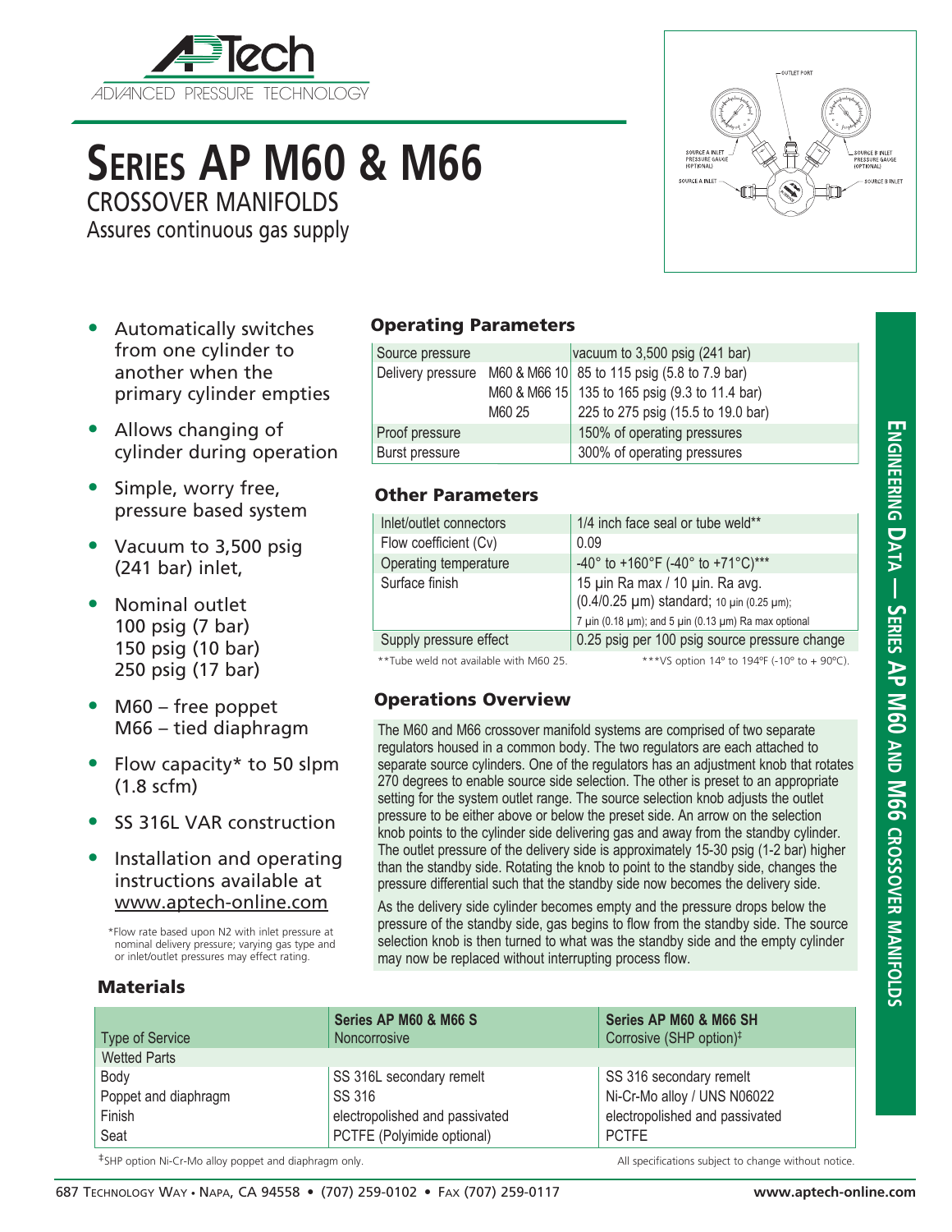# Series AP M60 & M66

## CROSSOVER MANIFOLDS

Assures continuous gas supply

- Automatically switches from one cylinder to another when the primary cylinder empties
- Allows changing of cylinder during operation
- Simple, worry free, pressure based system
- Vacuum to 3,500 psig (241 bar) inlet,
- Nominal outlet
  100 psig (7 bar)
  150 psig (10 bar)
  250 psig (17 bar)
- M60 – free poppet
  M66 – tied diaphragm
- Flow capacity* to 50 slpm (1.8 scfm)
- SS 316L VAR construction
- Installation and operating instructions available at www.aptech-online.com

*Flow rate based upon N2 with inlet pressure at nominal delivery pressure; varying gas type and or inlet/outlet pressures may effect rating.

### Operating Parameters

| Source pressure | | vacuum to 3,500 psig (241 bar) |
|---|---|---|
| Delivery pressure | M60 & M66 10 | 85 to 115 psig (5.8 to 7.9 bar) |
| | M60 & M66 15 | 135 to 165 psig (9.3 to 11.4 bar) |
| | M60 25 | 225 to 275 psig (15.5 to 19.0 bar) |
| Proof pressure | | 150% of operating pressures |
| Burst pressure | | 300% of operating pressures |

### Other Parameters

| Inlet/outlet connectors | 1/4 inch face seal or tube weld** |
|---|---|
| Flow coefficient (Cv) | 0.09 |
| Operating temperature | -40° to +160°F (-40° to +71°C)*** |
| Surface finish | 15 µin Ra max / 10 µin. Ra avg. (0.4/0.25 µm) standard; 10 µin (0.25 µm); 7 µin (0.18 µm); and 5 µin (0.13 µm) Ra max optional |
| Supply pressure effect | 0.25 psig per 100 psig source pressure change |

**Tube weld not available with M60 25. ***VS option 14º to 194ºF (-10º to + 90ºC).

### Operations Overview

The M60 and M66 crossover manifold systems are comprised of two separate regulators housed in a common body. The two regulators are each attached to separate source cylinders. One of the regulators has an adjustment knob that rotates 270 degrees to enable source side selection. The other is preset to an appropriate setting for the system outlet range. The source selection knob adjusts the outlet pressure to be either above or below the preset side. An arrow on the selection knob points to the cylinder side delivering gas and away from the standby cylinder. The outlet pressure of the delivery side is approximately 15-30 psig (1-2 bar) higher than the standby side. Rotating the knob to point to the standby side, changes the pressure differential such that the standby side now becomes the delivery side.

As the delivery side cylinder becomes empty and the pressure drops below the pressure of the standby side, gas begins to flow from the standby side. The source selection knob is then turned to what was the standby side and the empty cylinder may now be replaced without interrupting process flow.

### Materials

| Type of Service | Series AP M60 & M66 S<br>Noncorrosive | Series AP M60 & M66 SH<br>Corrosive (SHP option)‡ |
|---|---|---|
| Wetted Parts | | |
| Body | SS 316L secondary remelt | SS 316 secondary remelt |
| Poppet and diaphragm | SS 316 | Ni-Cr-Mo alloy / UNS N06022 |
| Finish | electropolished and passivated | electropolished and passivated |
| Seat | PCTFE (Polyimide optional) | PCTFE |

‡SHP option Ni-Cr-Mo alloy poppet and diaphragm only.

All specifications subject to change without notice.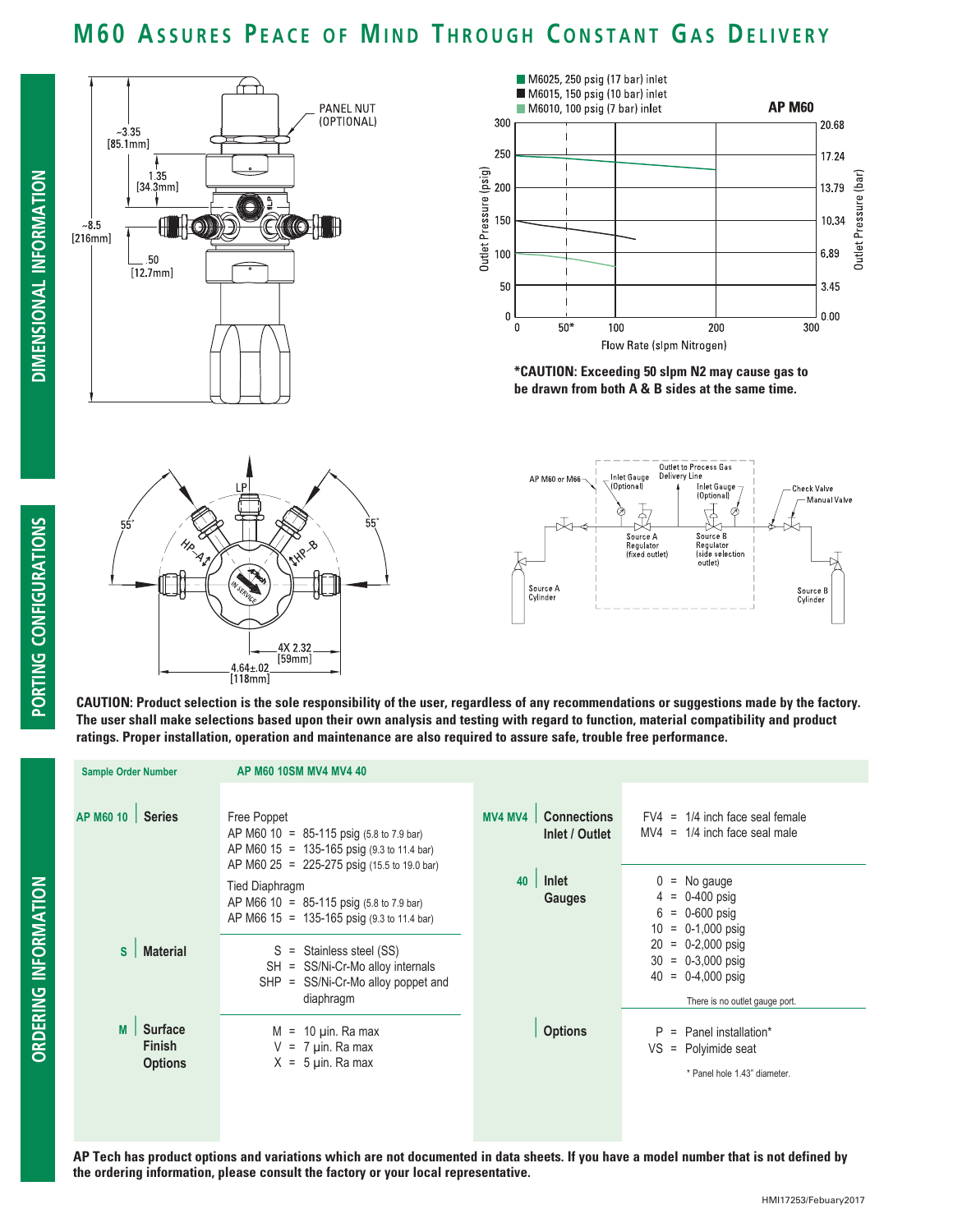# M60 Assures Peace of Mind Through Constant Gas Delivery

## Dimensional Information

~3.35
[85.1mm]

1.35
[34.3mm]

~8.5
[216mm]

.50
[12.7mm]

PANEL NUT
(OPTIONAL)

M6025, 250 psig (17 bar) inlet
M6015, 150 psig (10 bar) inlet
M6010, 100 psig (7 bar) inlet

AP M60

Outlet Pressure (psig)

300
250
200
150
100
50
0

Outlet Pressure (bar)

20.68
17.24
13.79
10.34
6.89
3.45
0.00

0
50*
100
200
300

Flow Rate (slpm Nitrogen)

**\*CAUTION: Exceeding 50 slpm N2 may cause gas to be drawn from both A & B sides at the same time.**

## Porting Configurations

LP
HP-A
HP-B
55˚
55˚
4X 2.32
[59mm]
4.64±.02
[118mm]

AP M60 or M66
Inlet Gauge (Optional)
Outlet to Process Gas Delivery Line
Inlet Gauge (Optional)
Check Valve
Manual Valve
Source A Regulator (fixed outlet)
Source B Regulator (side selection outlet)
Source A Cylinder
Source B Cylinder

**CAUTION: Product selection is the sole responsibility of the user, regardless of any recommendations or suggestions made by the factory. The user shall make selections based upon their own analysis and testing with regard to function, material compatibility and product ratings. Proper installation, operation and maintenance are also required to assure safe, trouble free performance.**

## Ordering Information

**Sample Order Number:** **AP M60 10SM MV4 MV4 40**

| Code | Category | Options |
| --- | --- | --- |
| AP M60 10 | **Series** | Free Poppet<br>AP M60 10 = 85-115 psig (5.8 to 7.9 bar)<br>AP M60 15 = 135-165 psig (9.3 to 11.4 bar)<br>AP M60 25 = 225-275 psig (15.5 to 19.0 bar)<br>Tied Diaphragm<br>AP M66 10 = 85-115 psig (5.8 to 7.9 bar)<br>AP M66 15 = 135-165 psig (9.3 to 11.4 bar) |
| S | **Material** | S = Stainless steel (SS)<br>SH = SS/Ni-Cr-Mo alloy internals<br>SHP = SS/Ni-Cr-Mo alloy poppet and diaphragm |
| M | **Surface Finish Options** | M = 10 µin. Ra max<br>V = 7 µin. Ra max<br>X = 5 µin. Ra max |
| MV4 MV4 | **Connections Inlet / Outlet** | FV4 = 1/4 inch face seal female<br>MV4 = 1/4 inch face seal male |
| 40 | **Inlet Gauges** | 0 = No gauge<br>4 = 0-400 psig<br>6 = 0-600 psig<br>10 = 0-1,000 psig<br>20 = 0-2,000 psig<br>30 = 0-3,000 psig<br>40 = 0-4,000 psig<br>There is no outlet gauge port. |
| | **Options** | P = Panel installation\*<br>VS = Polyimide seat<br>\* Panel hole 1.43" diameter. |

**AP Tech has product options and variations which are not documented in data sheets. If you have a model number that is not defined by the ordering information, please consult the factory or your local representative.**

HMI17253/Febuary2017